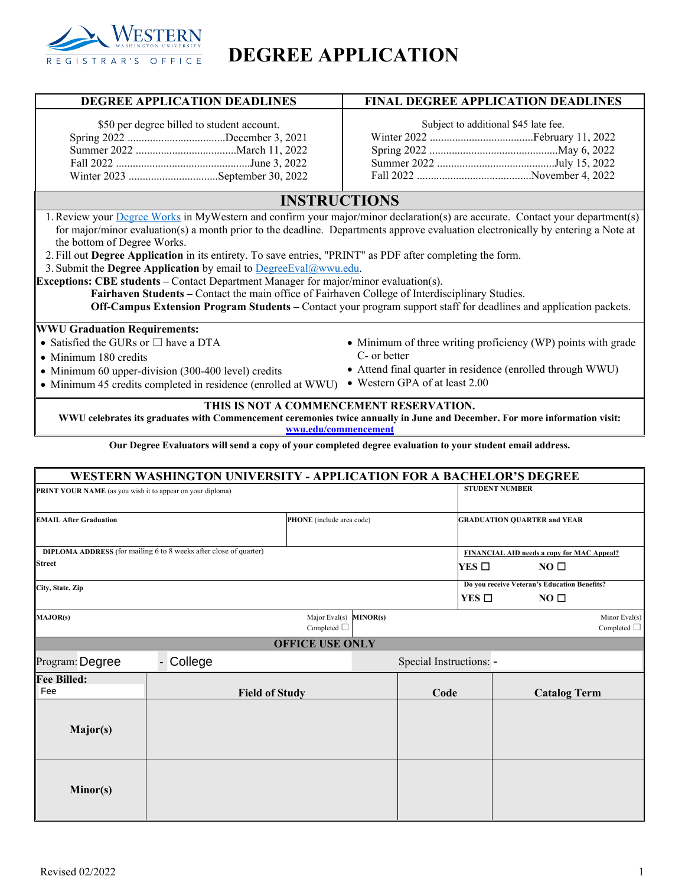# Western Washington University Registrar's Office

# DEGREE APPLICATION

| DEGREE APPLICATION DEADLINES | FINAL DEGREE APPLICATION DEADLINES |
|---|---|
| $50 per degree billed to student account. | Subject to additional $45 late fee. |
| Spring 2022 ....... December 3, 2021 | Winter 2022 ....... February 11, 2022 |
| Summer 2022 ....... March 11, 2022 | Spring 2022 ....... May 6, 2022 |
| Fall 2022 ....... June 3, 2022 | Summer 2022 ....... July 15, 2022 |
| Winter 2023 ....... September 30, 2022 | Fall 2022 ....... November 4, 2022 |

## INSTRUCTIONS

1. Review your Degree Works in MyWestern and confirm your major/minor declaration(s) are accurate. Contact your department(s) for major/minor evaluation(s) a month prior to the deadline. Departments approve evaluation electronically by entering a Note at the bottom of Degree Works.
2. Fill out **Degree Application** in its entirety. To save entries, "PRINT" as PDF after completing the form.
3. Submit the **Degree Application** by email to DegreeEval@wwu.edu.

**Exceptions: CBE students –** Contact Department Manager for major/minor evaluation(s).
**Fairhaven Students –** Contact the main office of Fairhaven College of Interdisciplinary Studies.
**Off-Campus Extension Program Students –** Contact your program support staff for deadlines and application packets.

**WWU Graduation Requirements:**

- Satisfied the GURs or ☐ have a DTA
- Minimum 180 credits
- Minimum 60 upper-division (300-400 level) credits
- Minimum 45 credits completed in residence (enrolled at WWU)
- Minimum of three writing proficiency (WP) points with grade C- or better
- Attend final quarter in residence (enrolled through WWU)
- Western GPA of at least 2.00

**THIS IS NOT A COMMENCEMENT RESERVATION.**
**WWU celebrates its graduates with Commencement ceremonies twice annually in June and December. For more information visit: wwu.edu/commencement**

**Our Degree Evaluators will send a copy of your completed degree evaluation to your student email address.**

## WESTERN WASHINGTON UNIVERSITY - APPLICATION FOR A BACHELOR'S DEGREE

| | | |
|---|---|---|
| **PRINT YOUR NAME** (as you wish it to appear on your diploma) | | **STUDENT NUMBER** |
| **EMAIL After Graduation** | **PHONE** (include area code) | **GRADUATION QUARTER and YEAR** |
| **DIPLOMA ADDRESS** (for mailing 6 to 8 weeks after close of quarter) **Street** | | **FINANCIAL AID needs a copy for MAC Appeal?** YES ☐ NO ☐ |
| **City, State, Zip** | | **Do you receive Veteran's Education Benefits?** YES ☐ NO ☐ |
| **MAJOR(s)** Major Eval(s) Completed ☐ | **MINOR(s)** Minor Eval(s) Completed ☐ | |

**OFFICE USE ONLY**

Program: Degree - College Special Instructions: -

| Fee Billed: Fee | Field of Study | Code | Catalog Term |
|---|---|---|---|
| **Major(s)** | | | |
| **Minor(s)** | | | |

Revised 02/2022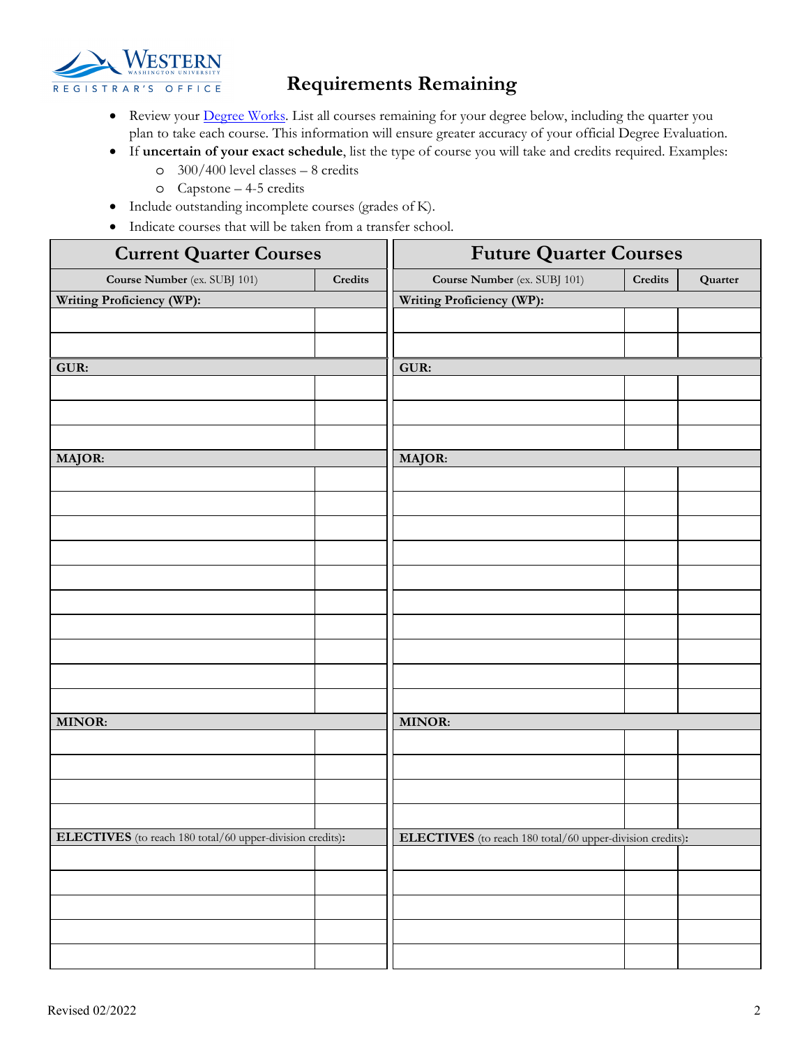# Requirements Remaining

- Review your [Degree Works](). List all courses remaining for your degree below, including the quarter you plan to take each course. This information will ensure greater accuracy of your official Degree Evaluation.
- If **uncertain of your exact schedule**, list the type of course you will take and credits required. Examples:
  - 300/400 level classes – 8 credits
  - Capstone – 4-5 credits
- Include outstanding incomplete courses (grades of K).
- Indicate courses that will be taken from a transfer school.

## Current Quarter Courses

| **Course Number** (ex. SUBJ 101) | **Credits** |
|---|---|
| **Writing Proficiency (WP):** | |
| | |
| | |
| **GUR:** | |
| | |
| | |
| | |
| **MAJOR:** | |
| | |
| | |
| | |
| | |
| | |
| | |
| | |
| | |
| | |
| | |
| **MINOR:** | |
| | |
| | |
| | |
| | |
| **ELECTIVES** (to reach 180 total/60 upper-division credits)**:** | |
| | |
| | |
| | |
| | |
| | |

## Future Quarter Courses

| **Course Number** (ex. SUBJ 101) | **Credits** | **Quarter** |
|---|---|---|
| **Writing Proficiency (WP):** | | |
| | | |
| | | |
| **GUR:** | | |
| | | |
| | | |
| | | |
| **MAJOR:** | | |
| | | |
| | | |
| | | |
| | | |
| | | |
| | | |
| | | |
| | | |
| | | |
| | | |
| **MINOR:** | | |
| | | |
| | | |
| | | |
| | | |
| **ELECTIVES** (to reach 180 total/60 upper-division credits)**:** | | |
| | | |
| | | |
| | | |
| | | |
| | | |

Revised 02/2022